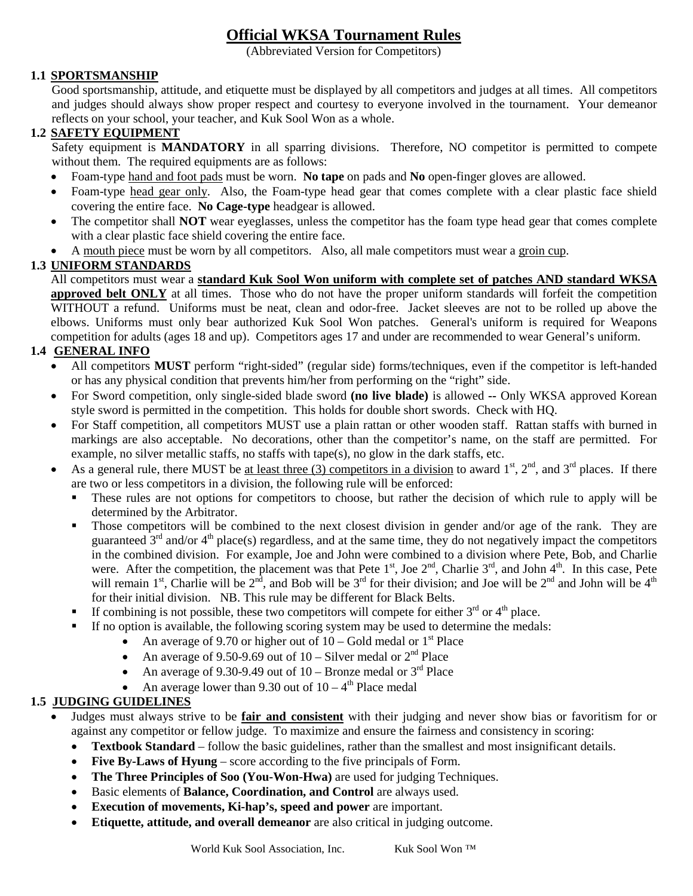# Official WKSA Tournament Rules

(Abbreviated Version for Competitors)

## 1.1 SPORTSMANSHIP

Good sportsmanship, attitude, and etiquette must be displayed by all competitors and judges at all times. All competitors and judges should always show proper respect and courtesy to everyone involved in the tournament. Your demeanor reflects on your school, your teacher, and Kuk Sool Won as a whole.

## 1.2 SAFETY EQUIPMENT

Safety equipment is **MANDATORY** in all sparring divisions. Therefore, NO competitor is permitted to compete without them. The required equipments are as follows:

- Foam-type hand and foot pads must be worn. **No tape** on pads and **No** open-finger gloves are allowed.
- Foam-type head gear only. Also, the Foam-type head gear that comes complete with a clear plastic face shield covering the entire face. **No Cage-type** headgear is allowed.
- The competitor shall **NOT** wear eyeglasses, unless the competitor has the foam type head gear that comes complete with a clear plastic face shield covering the entire face.
- A mouth piece must be worn by all competitors. Also, all male competitors must wear a groin cup.

## 1.3 UNIFORM STANDARDS

All competitors must wear a **standard Kuk Sool Won uniform with complete set of patches AND standard WKSA approved belt ONLY** at all times. Those who do not have the proper uniform standards will forfeit the competition WITHOUT a refund. Uniforms must be neat, clean and odor-free. Jacket sleeves are not to be rolled up above the elbows. Uniforms must only bear authorized Kuk Sool Won patches. General's uniform is required for Weapons competition for adults (ages 18 and up). Competitors ages 17 and under are recommended to wear General's uniform.

## 1.4 GENERAL INFO

- All competitors **MUST** perform "right-sided" (regular side) forms/techniques, even if the competitor is left-handed or has any physical condition that prevents him/her from performing on the "right" side.
- For Sword competition, only single-sided blade sword **(no live blade)** is allowed **--** Only WKSA approved Korean style sword is permitted in the competition. This holds for double short swords. Check with HQ.
- For Staff competition, all competitors MUST use a plain rattan or other wooden staff. Rattan staffs with burned in markings are also acceptable. No decorations, other than the competitor's name, on the staff are permitted. For example, no silver metallic staffs, no staffs with tape(s), no glow in the dark staffs, etc.
- As a general rule, there MUST be at least three (3) competitors in a division to award 1st, 2nd, and 3rd places. If there are two or less competitors in a division, the following rule will be enforced:
  - These rules are not options for competitors to choose, but rather the decision of which rule to apply will be determined by the Arbitrator.
  - Those competitors will be combined to the next closest division in gender and/or age of the rank. They are guaranteed 3rd and/or 4th place(s) regardless, and at the same time, they do not negatively impact the competitors in the combined division. For example, Joe and John were combined to a division where Pete, Bob, and Charlie were. After the competition, the placement was that Pete 1st, Joe 2nd, Charlie 3rd, and John 4th. In this case, Pete will remain 1st, Charlie will be 2nd, and Bob will be 3rd for their division; and Joe will be 2nd and John will be 4th for their initial division. NB. This rule may be different for Black Belts.
  - If combining is not possible, these two competitors will compete for either 3rd or 4th place.
  - If no option is available, the following scoring system may be used to determine the medals:
    - An average of 9.70 or higher out of 10 – Gold medal or 1st Place
    - An average of 9.50-9.69 out of 10 – Silver medal or 2nd Place
    - An average of 9.30-9.49 out of 10 – Bronze medal or 3rd Place
    - An average lower than 9.30 out of 10 – 4th Place medal

## 1.5 JUDGING GUIDELINES

- Judges must always strive to be **fair and consistent** with their judging and never show bias or favoritism for or against any competitor or fellow judge. To maximize and ensure the fairness and consistency in scoring:
  - **Textbook Standard** – follow the basic guidelines, rather than the smallest and most insignificant details.
  - **Five By-Laws of Hyung** – score according to the five principals of Form.
  - **The Three Principles of Soo (You-Won-Hwa)** are used for judging Techniques.
  - Basic elements of **Balance, Coordination, and Control** are always used.
  - **Execution of movements, Ki-hap's, speed and power** are important.
  - **Etiquette, attitude, and overall demeanor** are also critical in judging outcome.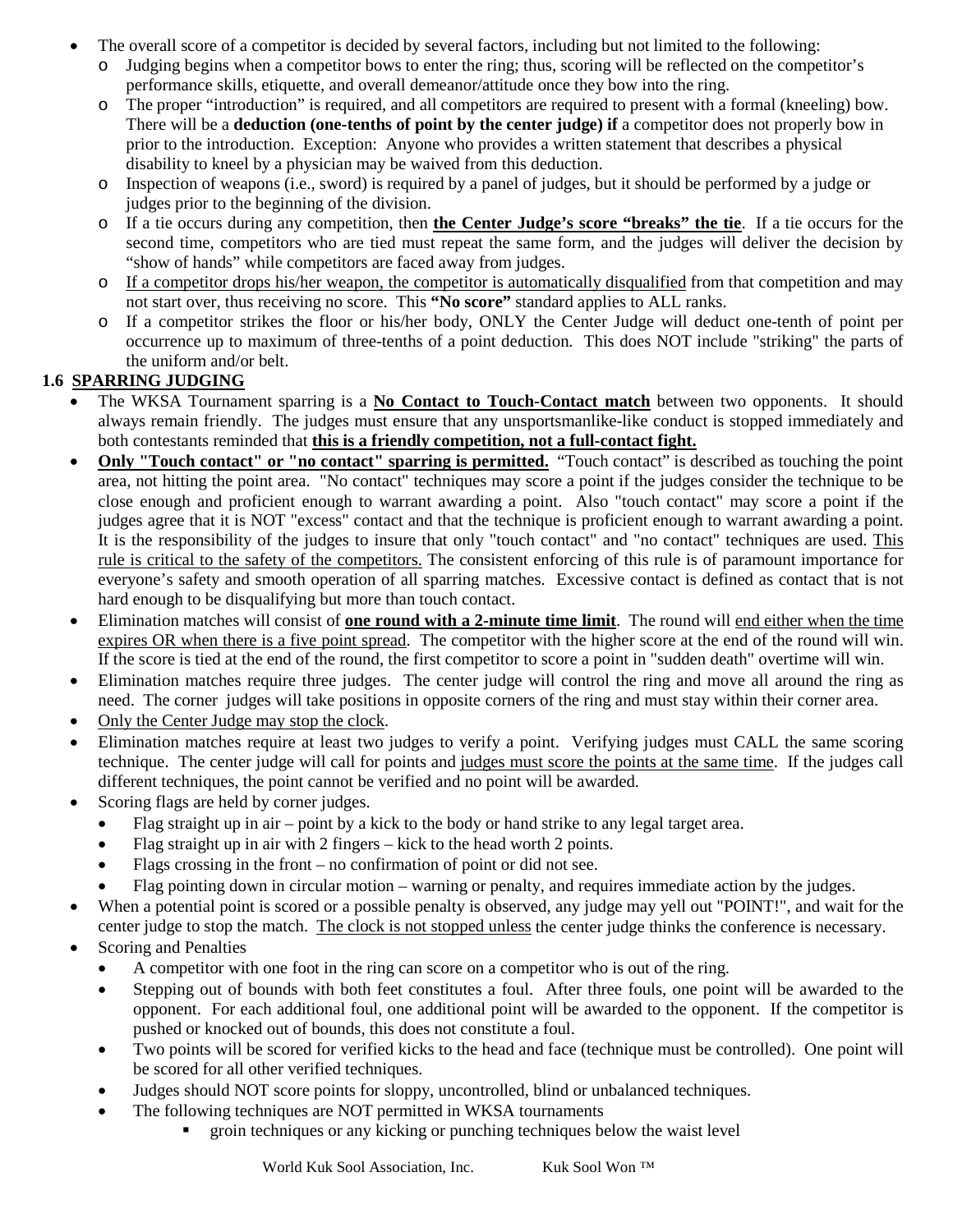- The overall score of a competitor is decided by several factors, including but not limited to the following:
  - Judging begins when a competitor bows to enter the ring; thus, scoring will be reflected on the competitor's performance skills, etiquette, and overall demeanor/attitude once they bow into the ring.
  - The proper "introduction" is required, and all competitors are required to present with a formal (kneeling) bow. There will be a **deduction (one-tenths of point by the center judge) if** a competitor does not properly bow in prior to the introduction. Exception: Anyone who provides a written statement that describes a physical disability to kneel by a physician may be waived from this deduction.
  - Inspection of weapons (i.e., sword) is required by a panel of judges, but it should be performed by a judge or judges prior to the beginning of the division.
  - If a tie occurs during any competition, then **the Center Judge's score "breaks" the tie**. If a tie occurs for the second time, competitors who are tied must repeat the same form, and the judges will deliver the decision by "show of hands" while competitors are faced away from judges.
  - If a competitor drops his/her weapon, the competitor is automatically disqualified from that competition and may not start over, thus receiving no score. This **"No score"** standard applies to ALL ranks.
  - If a competitor strikes the floor or his/her body, ONLY the Center Judge will deduct one-tenth of point per occurrence up to maximum of three-tenths of a point deduction. This does NOT include "striking" the parts of the uniform and/or belt.

## 1.6 SPARRING JUDGING

- The WKSA Tournament sparring is a **No Contact to Touch-Contact match** between two opponents. It should always remain friendly. The judges must ensure that any unsportsmanlike-like conduct is stopped immediately and both contestants reminded that **this is a friendly competition, not a full-contact fight.**
- **Only "Touch contact" or "no contact" sparring is permitted.** "Touch contact" is described as touching the point area, not hitting the point area. "No contact" techniques may score a point if the judges consider the technique to be close enough and proficient enough to warrant awarding a point. Also "touch contact" may score a point if the judges agree that it is NOT "excess" contact and that the technique is proficient enough to warrant awarding a point. It is the responsibility of the judges to insure that only "touch contact" and "no contact" techniques are used. This rule is critical to the safety of the competitors. The consistent enforcing of this rule is of paramount importance for everyone's safety and smooth operation of all sparring matches. Excessive contact is defined as contact that is not hard enough to be disqualifying but more than touch contact.
- Elimination matches will consist of **one round with a 2-minute time limit**. The round will end either when the time expires OR when there is a five point spread. The competitor with the higher score at the end of the round will win. If the score is tied at the end of the round, the first competitor to score a point in "sudden death" overtime will win.
- Elimination matches require three judges. The center judge will control the ring and move all around the ring as need. The corner judges will take positions in opposite corners of the ring and must stay within their corner area.
- Only the Center Judge may stop the clock.
- Elimination matches require at least two judges to verify a point. Verifying judges must CALL the same scoring technique. The center judge will call for points and judges must score the points at the same time. If the judges call different techniques, the point cannot be verified and no point will be awarded.
- Scoring flags are held by corner judges.
  - Flag straight up in air – point by a kick to the body or hand strike to any legal target area.
  - Flag straight up in air with 2 fingers – kick to the head worth 2 points.
  - Flags crossing in the front – no confirmation of point or did not see.
  - Flag pointing down in circular motion – warning or penalty, and requires immediate action by the judges.
- When a potential point is scored or a possible penalty is observed, any judge may yell out "POINT!", and wait for the center judge to stop the match. The clock is not stopped unless the center judge thinks the conference is necessary.
- Scoring and Penalties
  - A competitor with one foot in the ring can score on a competitor who is out of the ring.
  - Stepping out of bounds with both feet constitutes a foul. After three fouls, one point will be awarded to the opponent. For each additional foul, one additional point will be awarded to the opponent. If the competitor is pushed or knocked out of bounds, this does not constitute a foul.
  - Two points will be scored for verified kicks to the head and face (technique must be controlled). One point will be scored for all other verified techniques.
  - Judges should NOT score points for sloppy, uncontrolled, blind or unbalanced techniques.
  - The following techniques are NOT permitted in WKSA tournaments
    - groin techniques or any kicking or punching techniques below the waist level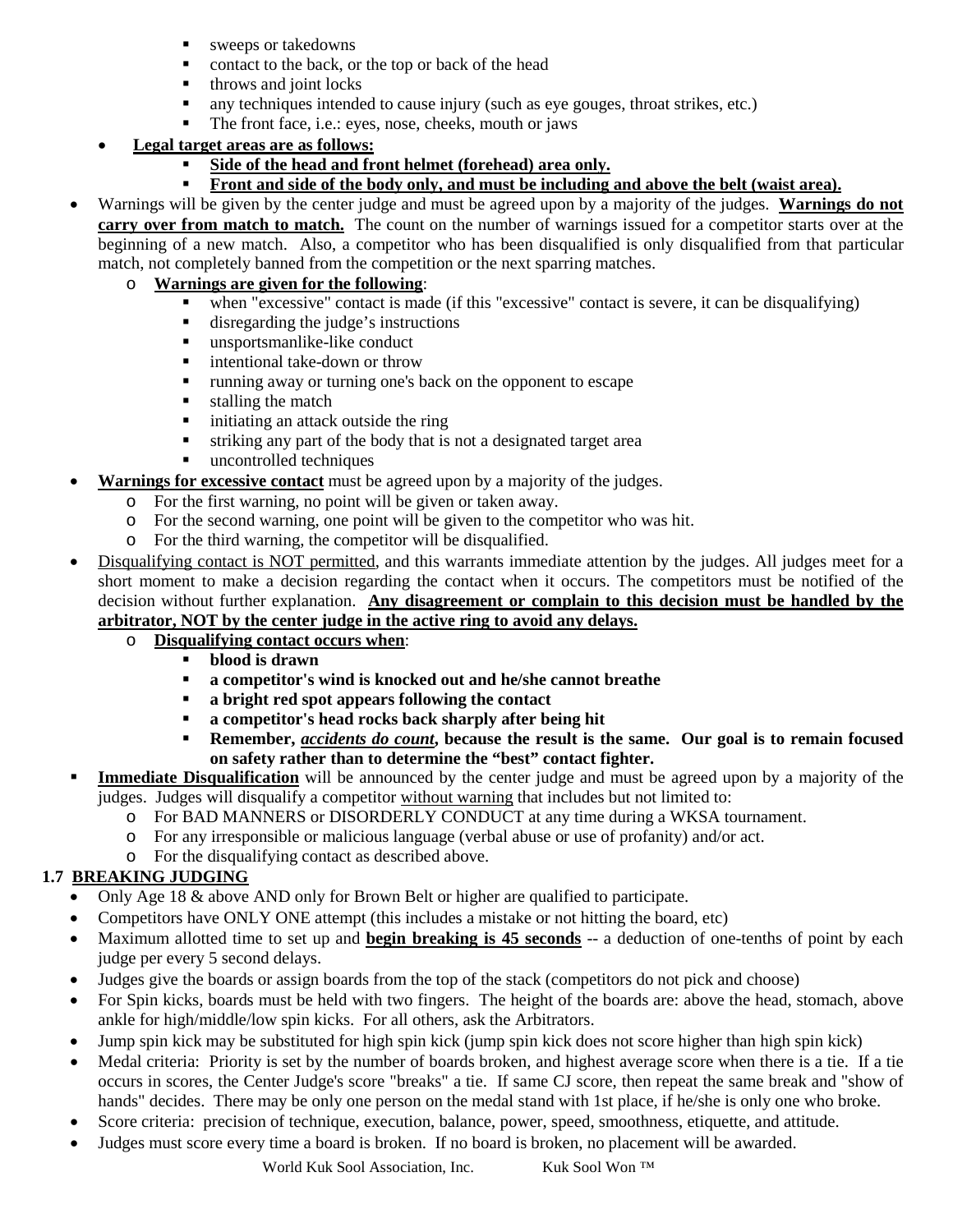- sweeps or takedowns
    - contact to the back, or the top or back of the head
    - throws and joint locks
    - any techniques intended to cause injury (such as eye gouges, throat strikes, etc.)
    - The front face, i.e.: eyes, nose, cheeks, mouth or jaws
- **Legal target areas are as follows:**
    - **Side of the head and front helmet (forehead) area only.**
    - **Front and side of the body only, and must be including and above the belt (waist area).**
- Warnings will be given by the center judge and must be agreed upon by a majority of the judges. **Warnings do not carry over from match to match.** The count on the number of warnings issued for a competitor starts over at the beginning of a new match. Also, a competitor who has been disqualified is only disqualified from that particular match, not completely banned from the competition or the next sparring matches.
    - **Warnings are given for the following**:
        - when "excessive" contact is made (if this "excessive" contact is severe, it can be disqualifying)
        - disregarding the judge's instructions
        - unsportsmanlike-like conduct
        - intentional take-down or throw
        - running away or turning one's back on the opponent to escape
        - stalling the match
        - initiating an attack outside the ring
        - striking any part of the body that is not a designated target area
        - uncontrolled techniques
- **Warnings for excessive contact** must be agreed upon by a majority of the judges.
    - For the first warning, no point will be given or taken away.
    - For the second warning, one point will be given to the competitor who was hit.
    - For the third warning, the competitor will be disqualified.
- Disqualifying contact is NOT permitted, and this warrants immediate attention by the judges. All judges meet for a short moment to make a decision regarding the contact when it occurs. The competitors must be notified of the decision without further explanation. **Any disagreement or complain to this decision must be handled by the arbitrator, NOT by the center judge in the active ring to avoid any delays.**
    - **Disqualifying contact occurs when**:
        - **blood is drawn**
        - **a competitor's wind is knocked out and he/she cannot breathe**
        - **a bright red spot appears following the contact**
        - **a competitor's head rocks back sharply after being hit**
        - **Remember, *accidents do count*, because the result is the same. Our goal is to remain focused on safety rather than to determine the "best" contact fighter.**
- **Immediate Disqualification** will be announced by the center judge and must be agreed upon by a majority of the judges. Judges will disqualify a competitor without warning that includes but not limited to:
    - For BAD MANNERS or DISORDERLY CONDUCT at any time during a WKSA tournament.
    - For any irresponsible or malicious language (verbal abuse or use of profanity) and/or act.
    - For the disqualifying contact as described above.

## 1.7 BREAKING JUDGING

- Only Age 18 & above AND only for Brown Belt or higher are qualified to participate.
- Competitors have ONLY ONE attempt (this includes a mistake or not hitting the board, etc)
- Maximum allotted time to set up and **begin breaking is 45 seconds** -- a deduction of one-tenths of point by each judge per every 5 second delays.
- Judges give the boards or assign boards from the top of the stack (competitors do not pick and choose)
- For Spin kicks, boards must be held with two fingers. The height of the boards are: above the head, stomach, above ankle for high/middle/low spin kicks. For all others, ask the Arbitrators.
- Jump spin kick may be substituted for high spin kick (jump spin kick does not score higher than high spin kick)
- Medal criteria: Priority is set by the number of boards broken, and highest average score when there is a tie. If a tie occurs in scores, the Center Judge's score "breaks" a tie. If same CJ score, then repeat the same break and "show of hands" decides. There may be only one person on the medal stand with 1st place, if he/she is only one who broke.
- Score criteria: precision of technique, execution, balance, power, speed, smoothness, etiquette, and attitude.
- Judges must score every time a board is broken. If no board is broken, no placement will be awarded.